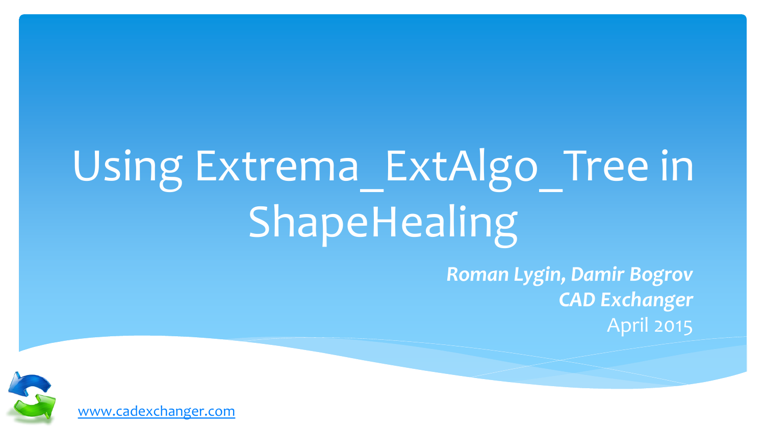# Using Extrema_ExtAlgo_Tree in ShapeHealing

***Roman Lygin, Damir Bogrov***
***CAD Exchanger***
April 2015

www.cadexchanger.com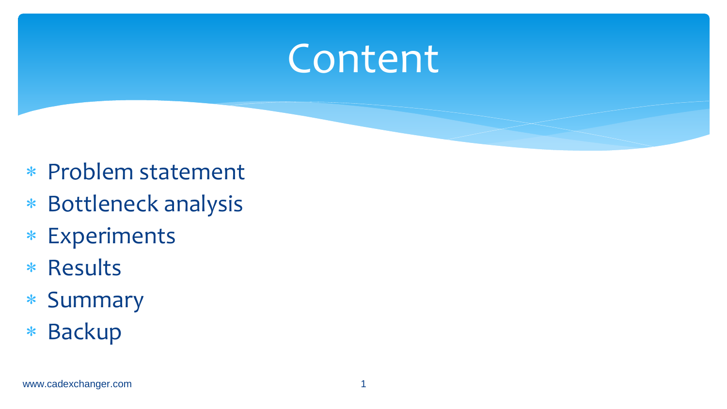# Content

- Problem statement
- Bottleneck analysis
- Experiments
- Results
- Summary
- Backup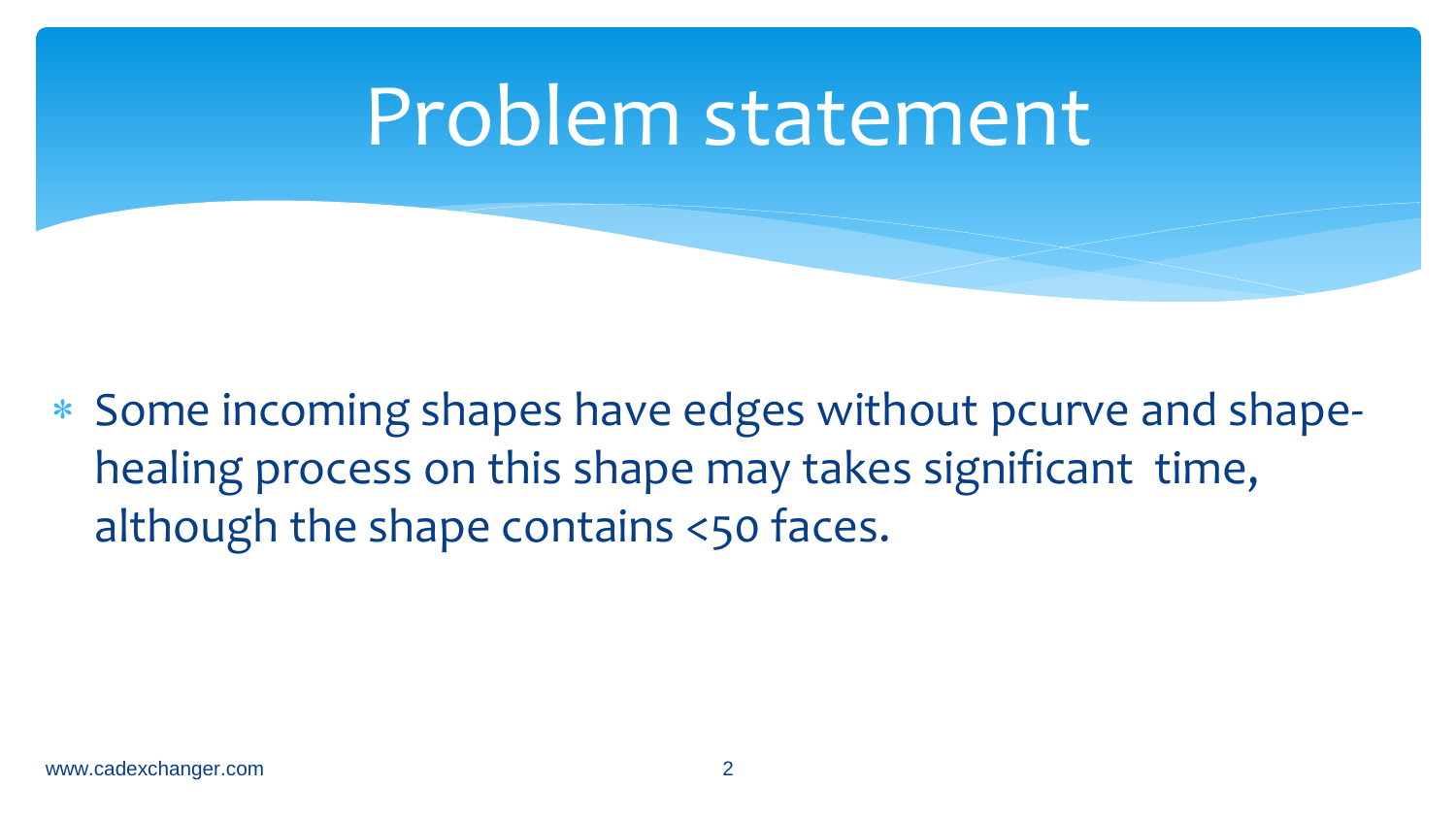# Problem statement

* Some incoming shapes have edges without pcurve and shape-healing process on this shape may takes significant time, although the shape contains <50 faces.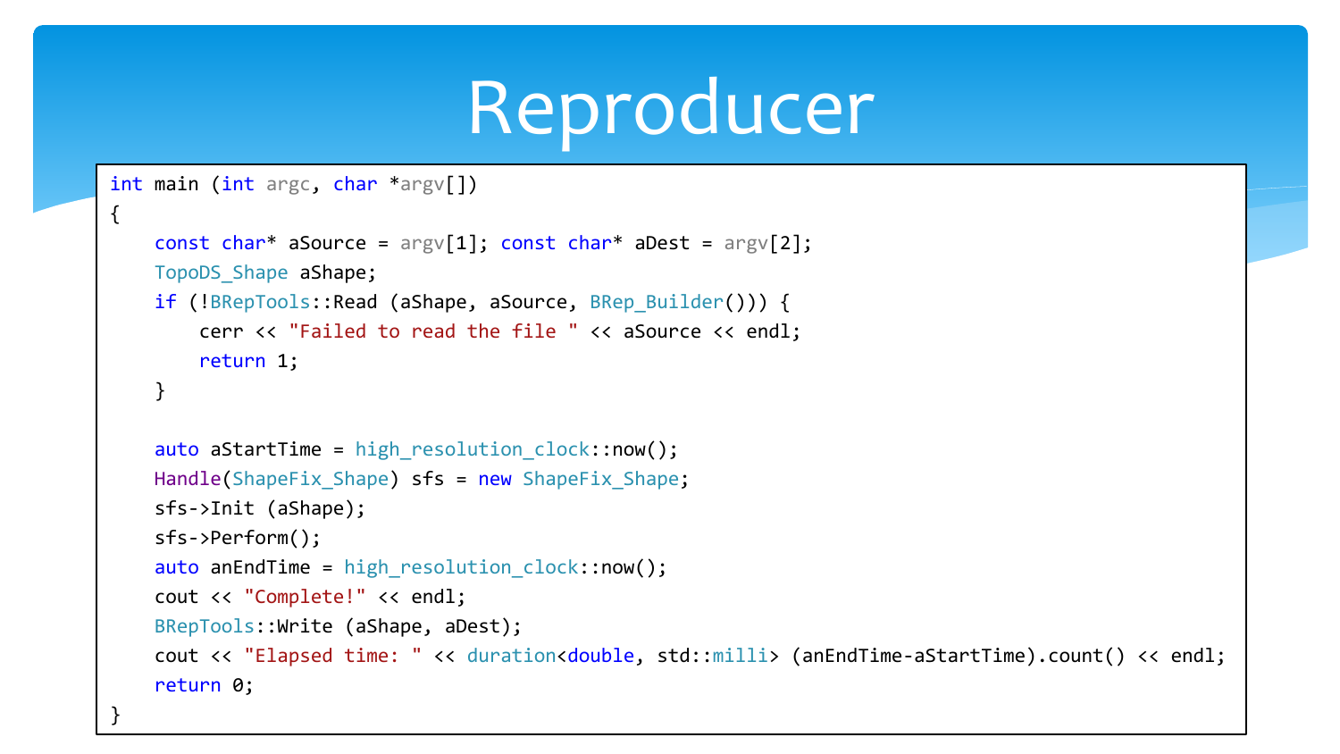# Reproducer

```
int main (int argc, char *argv[])
{
    const char* aSource = argv[1]; const char* aDest = argv[2];
    TopoDS_Shape aShape;
    if (!BRepTools::Read (aShape, aSource, BRep_Builder())) {
        cerr << "Failed to read the file " << aSource << endl;
        return 1;
    }

    auto aStartTime = high_resolution_clock::now();
    Handle(ShapeFix_Shape) sfs = new ShapeFix_Shape;
    sfs->Init (aShape);
    sfs->Perform();
    auto anEndTime = high_resolution_clock::now();
    cout << "Complete!" << endl;
    BRepTools::Write (aShape, aDest);
    cout << "Elapsed time: " << duration<double, std::milli> (anEndTime-aStartTime).count() << endl;
    return 0;
}
```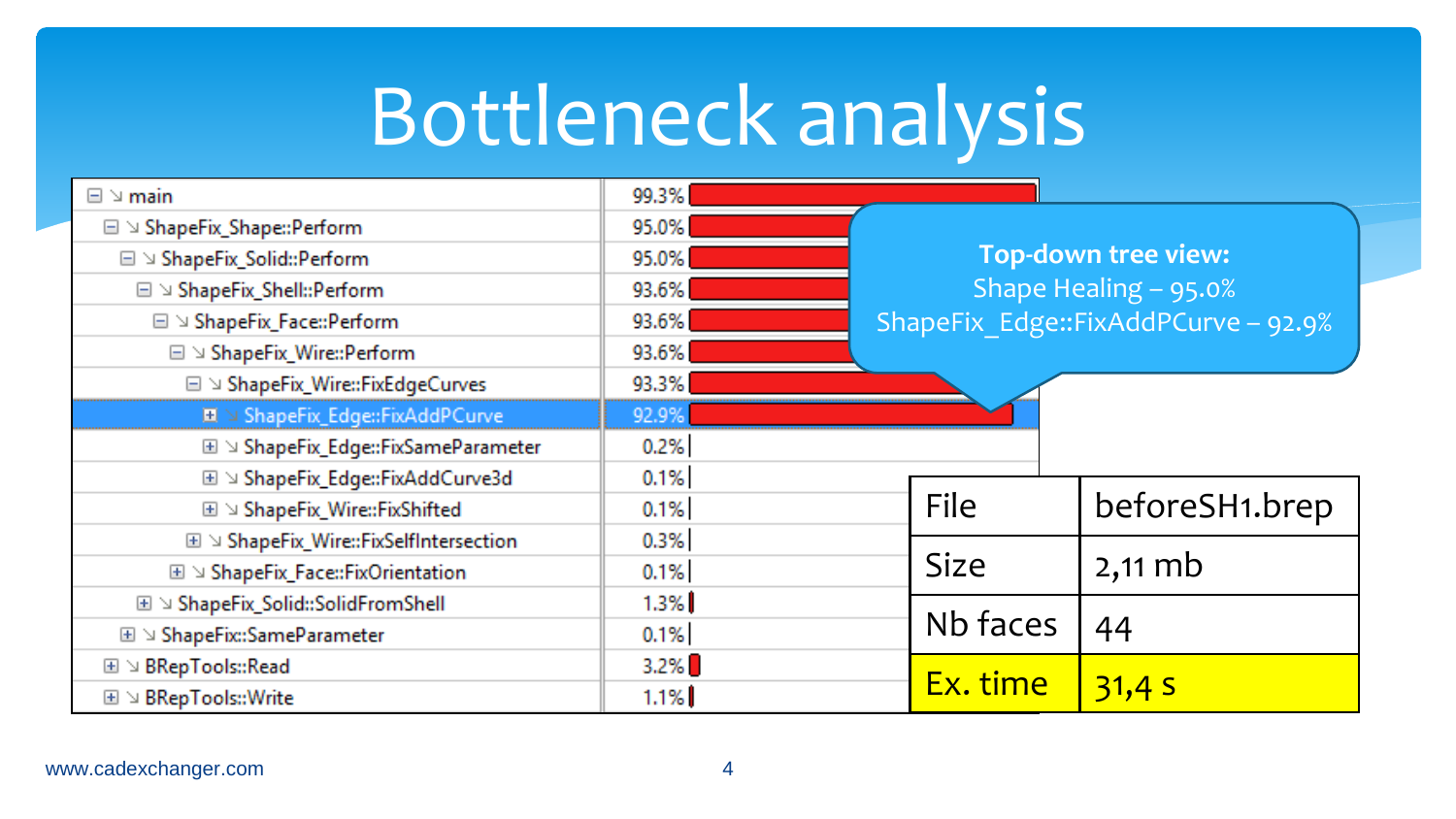# Bottleneck analysis

| Function | Time |
|---|---|
| main | 99.3% |
| ShapeFix_Shape::Perform | 95.0% |
| ShapeFix_Solid::Perform | 95.0% |
| ShapeFix_Shell::Perform | 93.6% |
| ShapeFix_Face::Perform | 93.6% |
| ShapeFix_Wire::Perform | 93.6% |
| ShapeFix_Wire::FixEdgeCurves | 93.3% |
| ShapeFix_Edge::FixAddPCurve | 92.9% |
| ShapeFix_Edge::FixSameParameter | 0.2% |
| ShapeFix_Edge::FixAddCurve3d | 0.1% |
| ShapeFix_Wire::FixShifted | 0.1% |
| ShapeFix_Wire::FixSelfIntersection | 0.3% |
| ShapeFix_Face::FixOrientation | 0.1% |
| ShapeFix_Solid::SolidFromShell | 1.3% |
| ShapeFix::SameParameter | 0.1% |
| BRepTools::Read | 3.2% |
| BRepTools::Write | 1.1% |

**Top-down tree view:**
Shape Healing – 95.0%
ShapeFix_Edge::FixAddPCurve – 92.9%

| File | beforeSH1.brep |
|---|---|
| Size | 2,11 mb |
| Nb faces | 44 |
| Ex. time | 31,4 s |

www.cadexchanger.com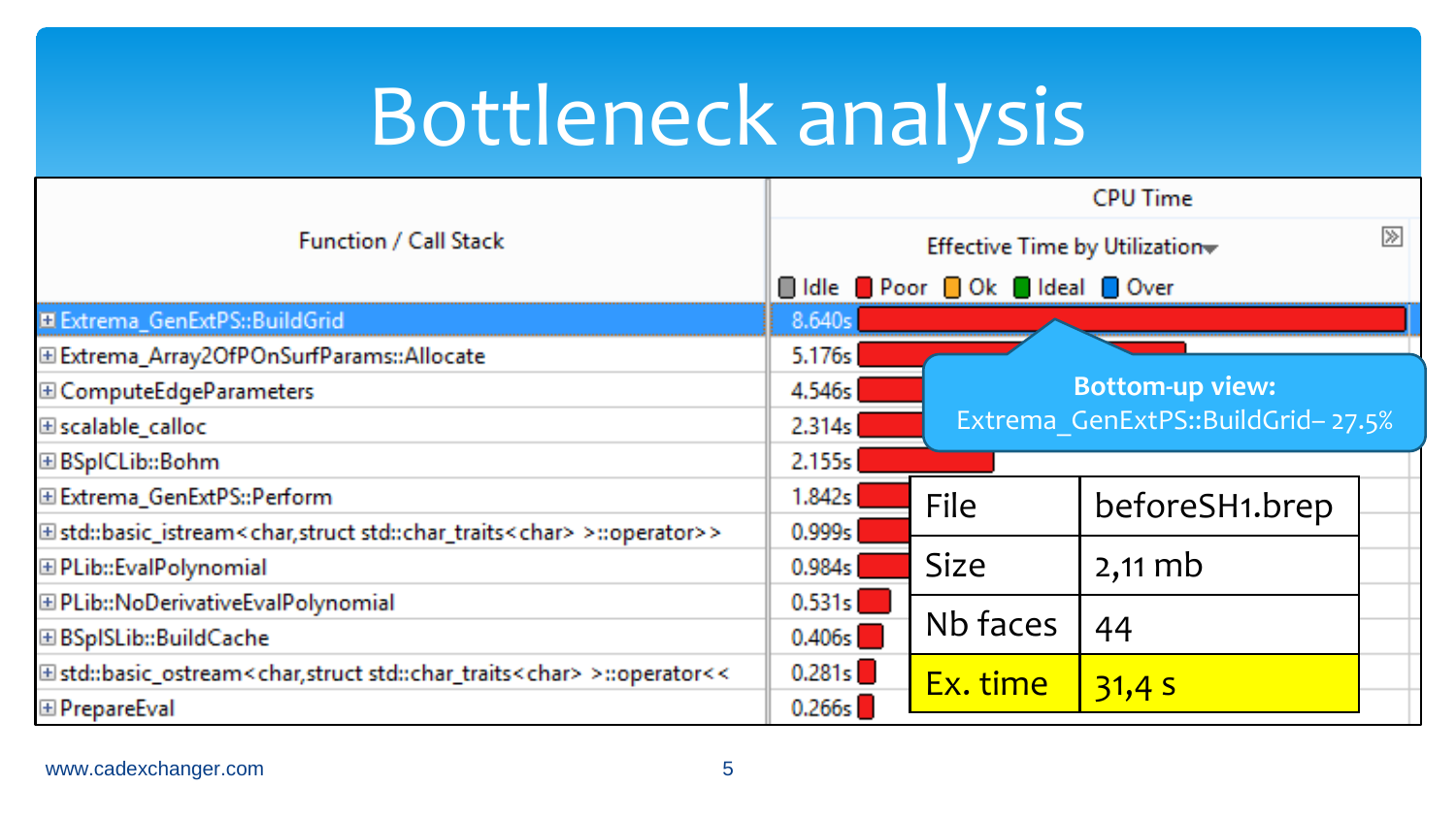# Bottleneck analysis

| Function / Call Stack | CPU Time: Effective Time by Utilization |
|---|---|
| Extrema_GenExtPS::BuildGrid | 8.640s |
| Extrema_Array2OfPOnSurfParams::Allocate | 5.176s |
| ComputeEdgeParameters | 4.546s |
| scalable_calloc | 2.314s |
| BSplCLib::Bohm | 2.155s |
| Extrema_GenExtPS::Perform | 1.842s |
| std::basic_istream<char,struct std::char_traits<char> >::operator>> | 0.999s |
| PLib::EvalPolynomial | 0.984s |
| PLib::NoDerivativeEvalPolynomial | 0.531s |
| BSplSLib::BuildCache | 0.406s |
| std::basic_ostream<char,struct std::char_traits<char> >::operator<< | 0.281s |
| PrepareEval | 0.266s |

Legend: Idle, Poor, Ok, Ideal, Over

**Bottom-up view:**
Extrema_GenExtPS::BuildGrid– 27.5%

| File | beforeSH1.brep |
|---|---|
| Size | 2,11 mb |
| Nb faces | 44 |
| Ex. time | 31,4 s |

www.cadexchanger.com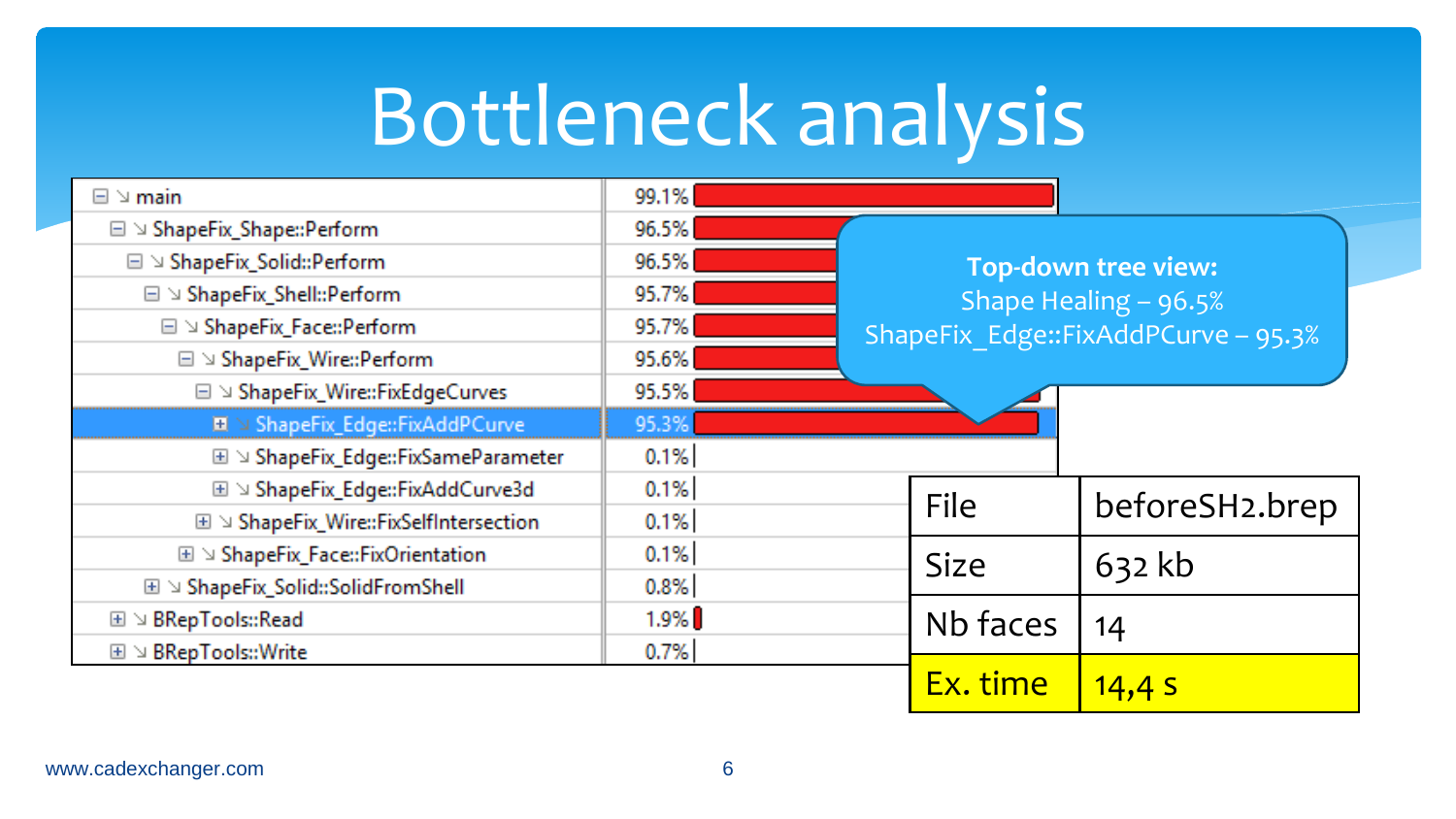# Bottleneck analysis

| Function | Time |
|---|---|
| main | 99.1% |
| ShapeFix_Shape::Perform | 96.5% |
| ShapeFix_Solid::Perform | 96.5% |
| ShapeFix_Shell::Perform | 95.7% |
| ShapeFix_Face::Perform | 95.7% |
| ShapeFix_Wire::Perform | 95.6% |
| ShapeFix_Wire::FixEdgeCurves | 95.5% |
| ShapeFix_Edge::FixAddPCurve | 95.3% |
| ShapeFix_Edge::FixSameParameter | 0.1% |
| ShapeFix_Edge::FixAddCurve3d | 0.1% |
| ShapeFix_Wire::FixSelfIntersection | 0.1% |
| ShapeFix_Face::FixOrientation | 0.1% |
| ShapeFix_Solid::SolidFromShell | 0.8% |
| BRepTools::Read | 1.9% |
| BRepTools::Write | 0.7% |

**Top-down tree view:**
Shape Healing – 96.5%
ShapeFix_Edge::FixAddPCurve – 95.3%

| File | beforeSH2.brep |
|---|---|
| Size | 632 kb |
| Nb faces | 14 |
| Ex. time | 14,4 s |

www.cadexchanger.com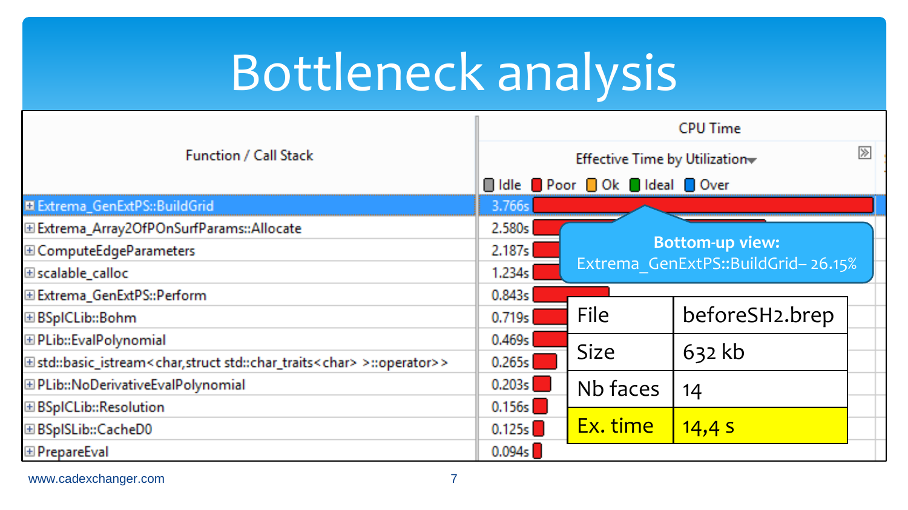# Bottleneck analysis

| Function / Call Stack | CPU Time: Effective Time by Utilization |
|---|---|
| Extrema_GenExtPS::BuildGrid | 3.766s |
| Extrema_Array2OfPOnSurfParams::Allocate | 2.580s |
| ComputeEdgeParameters | 2.187s |
| scalable_calloc | 1.234s |
| Extrema_GenExtPS::Perform | 0.843s |
| BSplCLib::Bohm | 0.719s |
| PLib::EvalPolynomial | 0.469s |
| std::basic_istream<char,struct std::char_traits<char> >::operator>> | 0.265s |
| PLib::NoDerivativeEvalPolynomial | 0.203s |
| BSplCLib::Resolution | 0.156s |
| BSplSLib::CacheD0 | 0.125s |
| PrepareEval | 0.094s |

Legend: Idle, Poor, Ok, Ideal, Over

**Bottom-up view:**
Extrema_GenExtPS::BuildGrid – 26.15%

| File | beforeSH2.brep |
|---|---|
| Size | 632 kb |
| Nb faces | 14 |
| Ex. time | 14,4 s |

www.cadexchanger.com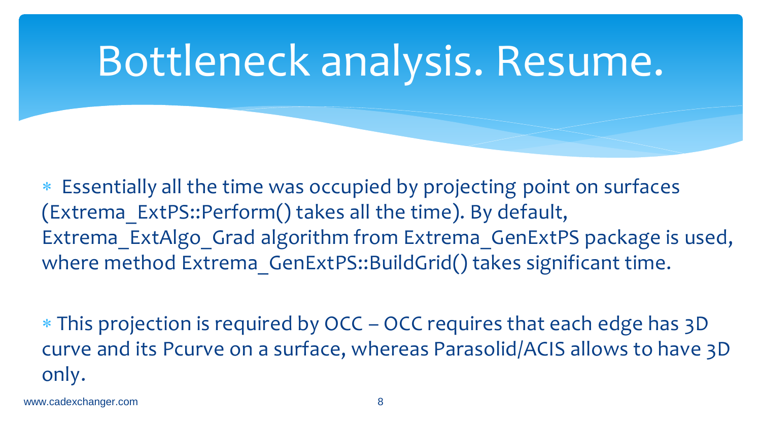# Bottleneck analysis. Resume.

- Essentially all the time was occupied by projecting point on surfaces (Extrema_ExtPS::Perform() takes all the time). By default, Extrema_ExtAlgo_Grad algorithm from Extrema_GenExtPS package is used, where method Extrema_GenExtPS::BuildGrid() takes significant time.

- This projection is required by OCC – OCC requires that each edge has 3D curve and its Pcurve on a surface, whereas Parasolid/ACIS allows to have 3D only.

www.cadexchanger.com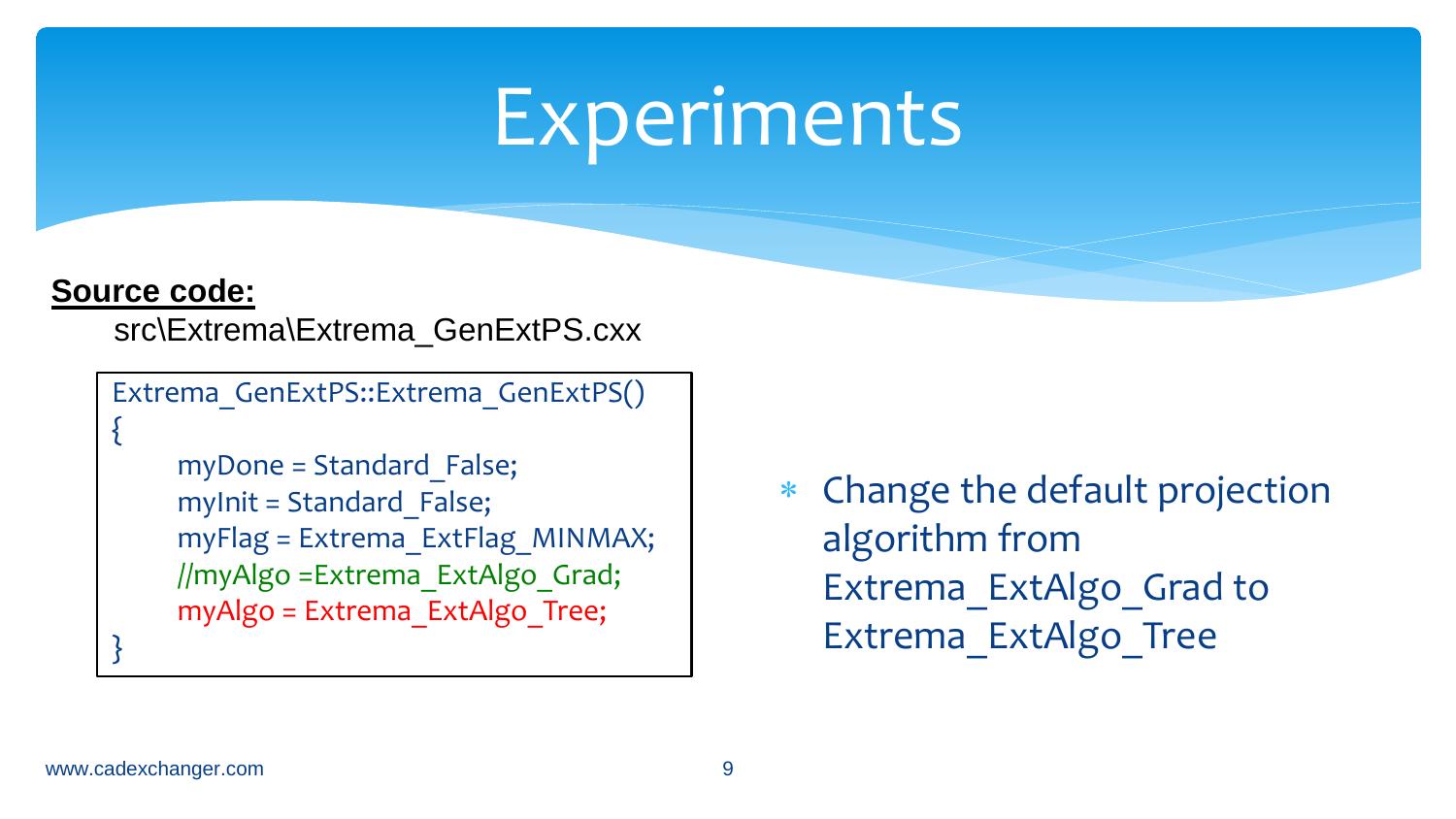# Experiments

**Source code:**

src\Extrema\Extrema_GenExtPS.cxx

```
Extrema_GenExtPS::Extrema_GenExtPS()
{
    myDone = Standard_False;
    myInit = Standard_False;
    myFlag = Extrema_ExtFlag_MINMAX;
    //myAlgo =Extrema_ExtAlgo_Grad;
    myAlgo = Extrema_ExtAlgo_Tree;
}
```

- Change the default projection algorithm from Extrema_ExtAlgo_Grad to Extrema_ExtAlgo_Tree

www.cadexchanger.com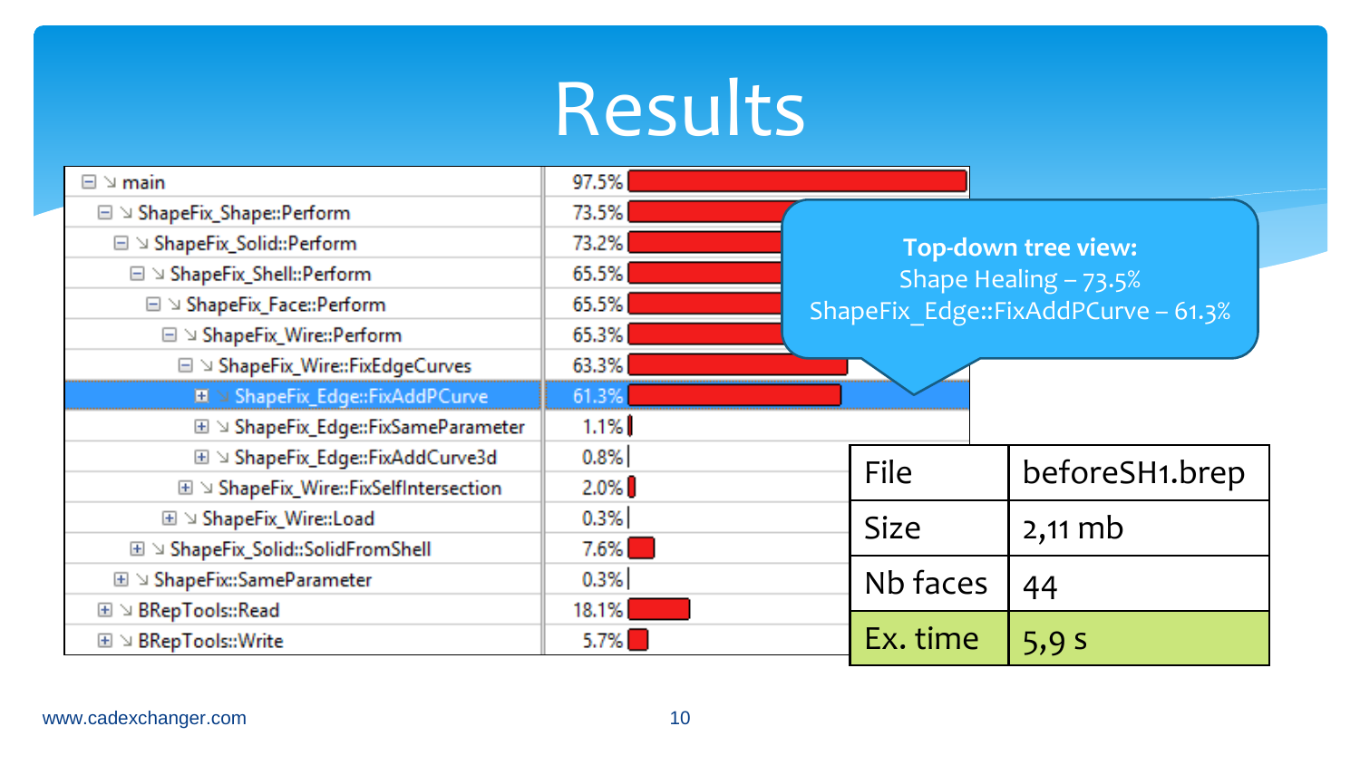# Results

| Function | % |
|---|---|
| main | 97.5% |
| ShapeFix_Shape::Perform | 73.5% |
| ShapeFix_Solid::Perform | 73.2% |
| ShapeFix_Shell::Perform | 65.5% |
| ShapeFix_Face::Perform | 65.5% |
| ShapeFix_Wire::Perform | 65.3% |
| ShapeFix_Wire::FixEdgeCurves | 63.3% |
| ShapeFix_Edge::FixAddPCurve | 61.3% |
| ShapeFix_Edge::FixSameParameter | 1.1% |
| ShapeFix_Edge::FixAddCurve3d | 0.8% |
| ShapeFix_Wire::FixSelfIntersection | 2.0% |
| ShapeFix_Wire::Load | 0.3% |
| ShapeFix_Solid::SolidFromShell | 7.6% |
| ShapeFix::SameParameter | 0.3% |
| BRepTools::Read | 18.1% |
| BRepTools::Write | 5.7% |

**Top-down tree view:**
Shape Healing – 73.5%
ShapeFix_Edge::FixAddPCurve – 61.3%

| File | beforeSH1.brep |
|---|---|
| Size | 2,11 mb |
| Nb faces | 44 |
| Ex. time | 5,9 s |

www.cadexchanger.com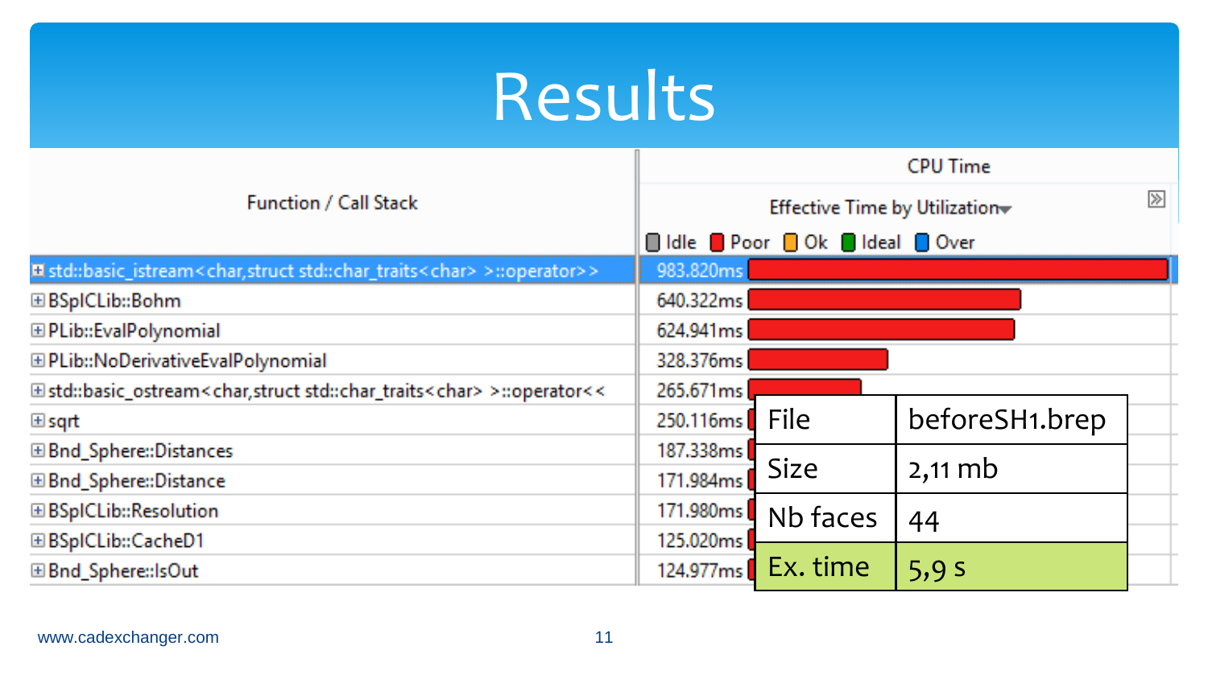# Results

| Function / Call Stack | CPU Time: Effective Time by Utilization |
|---|---|
| std::basic_istream<char,struct std::char_traits<char> >::operator>> | 983.820ms |
| BSplCLib::Bohm | 640.322ms |
| PLib::EvalPolynomial | 624.941ms |
| PLib::NoDerivativeEvalPolynomial | 328.376ms |
| std::basic_ostream<char,struct std::char_traits<char> >::operator<< | 265.671ms |
| sqrt | 250.116ms |
| Bnd_Sphere::Distances | 187.338ms |
| Bnd_Sphere::Distance | 171.984ms |
| BSplCLib::Resolution | 171.980ms |
| BSplCLib::CacheD1 | 125.020ms |
| Bnd_Sphere::IsOut | 124.977ms |

Idle | Poor | Ok | Ideal | Over

| File | beforeSH1.brep |
|---|---|
| Size | 2,11 mb |
| Nb faces | 44 |
| Ex. time | 5,9 s |

www.cadexchanger.com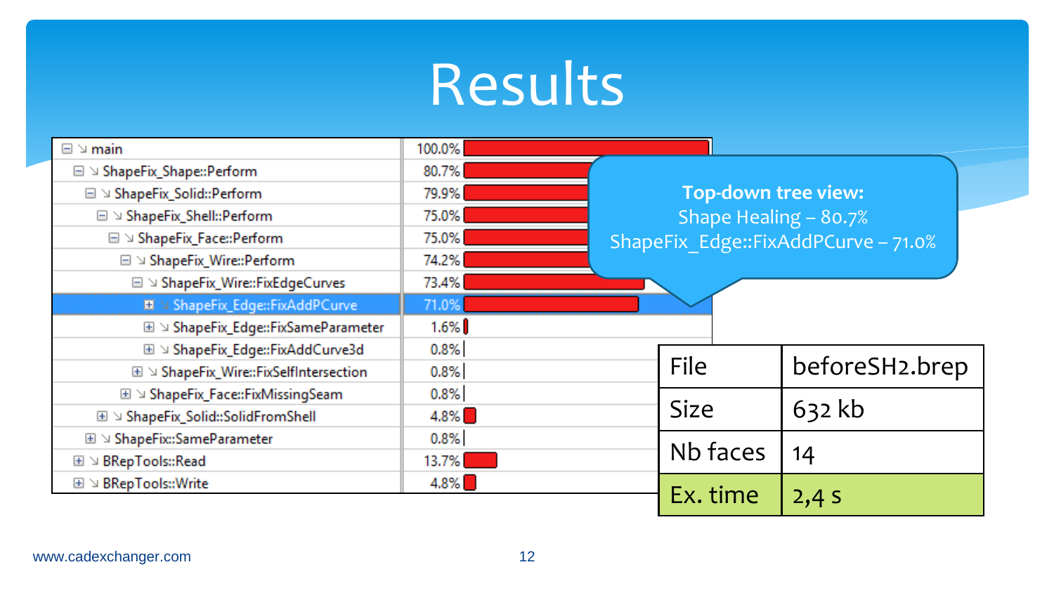# Results

| Function | % |
|---|---|
| main | 100.0% |
| ShapeFix_Shape::Perform | 80.7% |
| ShapeFix_Solid::Perform | 79.9% |
| ShapeFix_Shell::Perform | 75.0% |
| ShapeFix_Face::Perform | 75.0% |
| ShapeFix_Wire::Perform | 74.2% |
| ShapeFix_Wire::FixEdgeCurves | 73.4% |
| ShapeFix_Edge::FixAddPCurve | 71.0% |
| ShapeFix_Edge::FixSameParameter | 1.6% |
| ShapeFix_Edge::FixAddCurve3d | 0.8% |
| ShapeFix_Wire::FixSelfIntersection | 0.8% |
| ShapeFix_Face::FixMissingSeam | 0.8% |
| ShapeFix_Solid::SolidFromShell | 4.8% |
| ShapeFix::SameParameter | 0.8% |
| BRepTools::Read | 13.7% |
| BRepTools::Write | 4.8% |

**Top-down tree view:**
Shape Healing – 80.7%
ShapeFix_Edge::FixAddPCurve – 71.0%

| File | beforeSH2.brep |
|---|---|
| Size | 632 kb |
| Nb faces | 14 |
| Ex. time | 2,4 s |

www.cadexchanger.com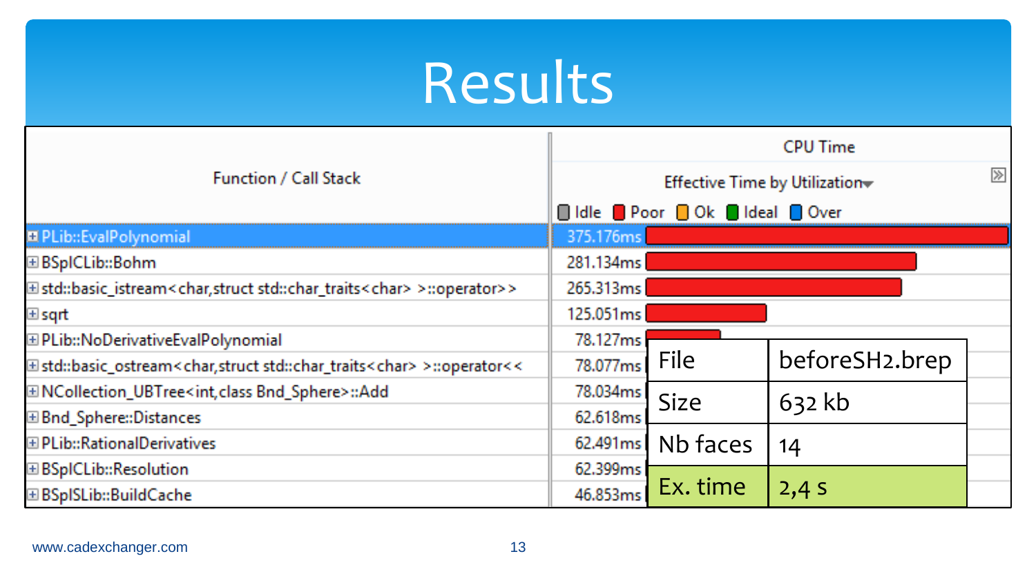# Results

| Function / Call Stack | CPU Time: Effective Time by Utilization |
|---|---|
| PLib::EvalPolynomial | 375.176ms |
| BSplCLib::Bohm | 281.134ms |
| std::basic_istream<char,struct std::char_traits<char> >::operator>> | 265.313ms |
| sqrt | 125.051ms |
| PLib::NoDerivativeEvalPolynomial | 78.127ms |
| std::basic_ostream<char,struct std::char_traits<char> >::operator<< | 78.077ms |
| NCollection_UBTree<int,class Bnd_Sphere>::Add | 78.034ms |
| Bnd_Sphere::Distances | 62.618ms |
| PLib::RationalDerivatives | 62.491ms |
| BSplCLib::Resolution | 62.399ms |
| BSplSLib::BuildCache | 46.853ms |

Idle | Poor | Ok | Ideal | Over

| File | beforeSH2.brep |
|---|---|
| Size | 632 kb |
| Nb faces | 14 |
| Ex. time | 2,4 s |

www.cadexchanger.com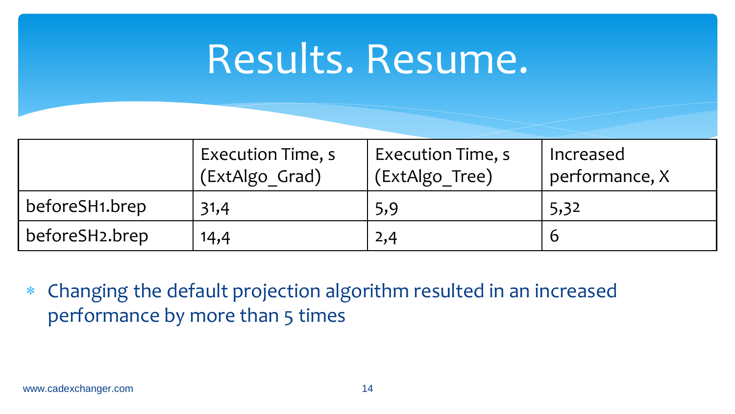# Results. Resume.

| | Execution Time, s (ExtAlgo_Grad) | Execution Time, s (ExtAlgo_Tree) | Increased performance, X |
|---|---|---|---|
| beforeSH1.brep | 31,4 | 5,9 | 5,32 |
| beforeSH2.brep | 14,4 | 2,4 | 6 |

- Changing the default projection algorithm resulted in an increased performance by more than 5 times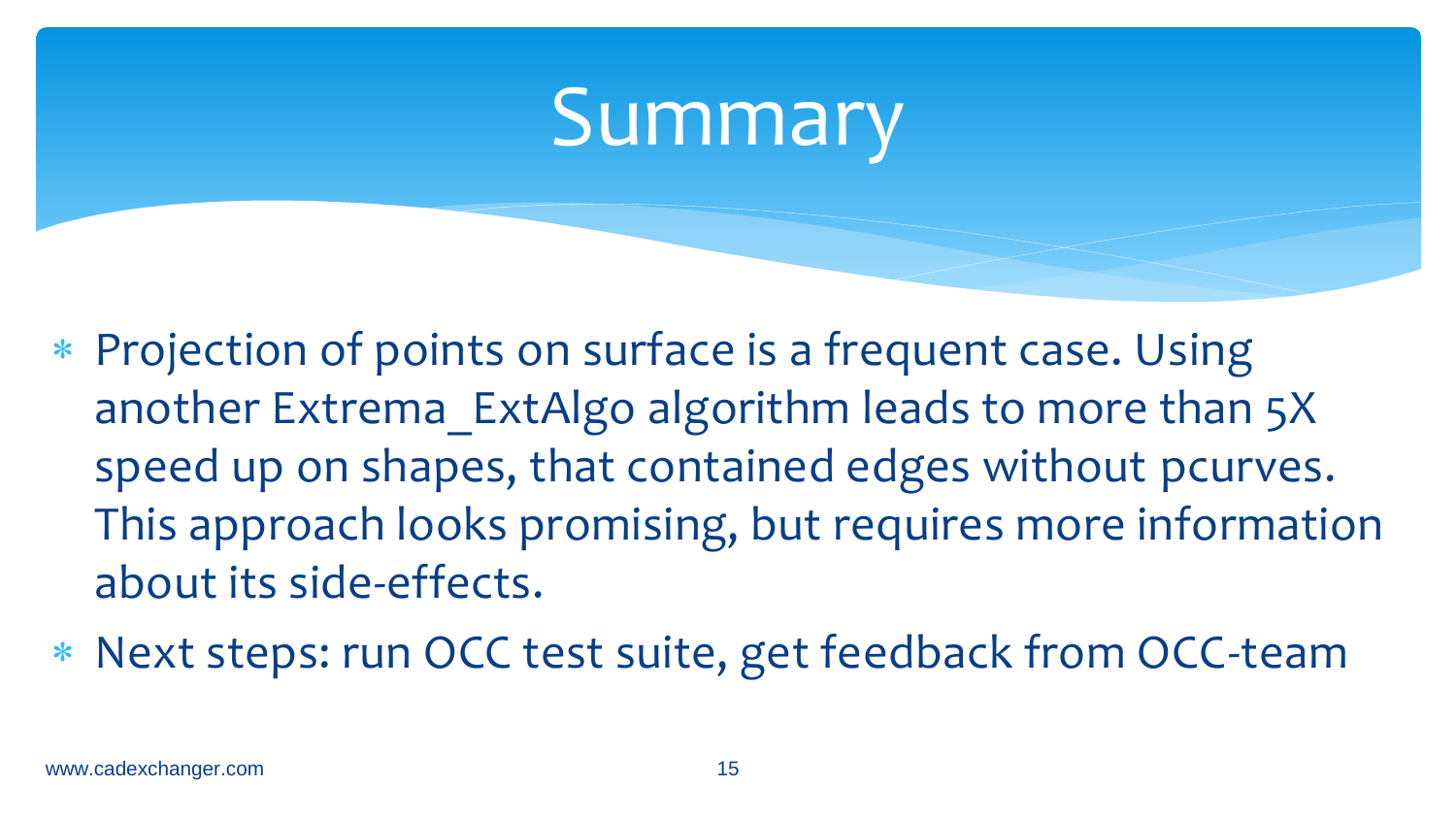# Summary

* Projection of points on surface is a frequent case. Using another Extrema_ExtAlgo algorithm leads to more than 5X speed up on shapes, that contained edges without pcurves. This approach looks promising, but requires more information about its side-effects.
* Next steps: run OCC test suite, get feedback from OCC-team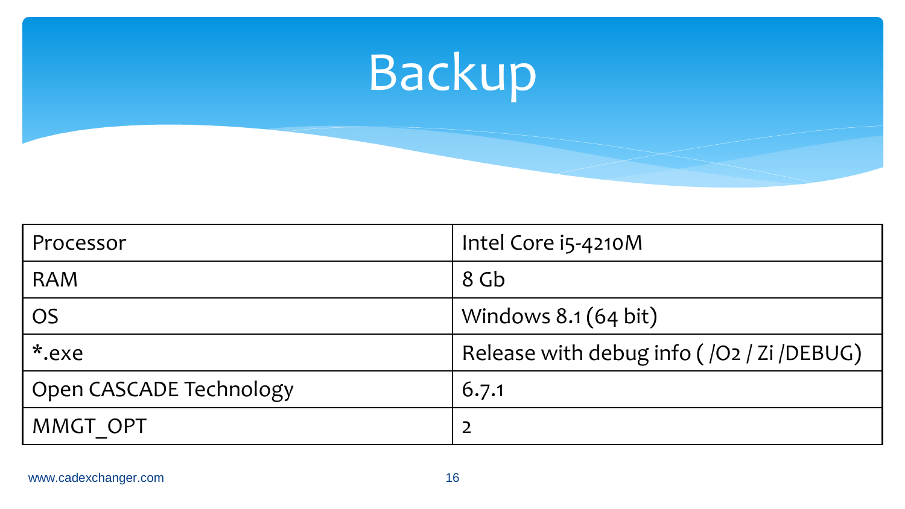# Backup

| | |
|---|---|
| Processor | Intel Core i5-4210M |
| RAM | 8 Gb |
| OS | Windows 8.1 (64 bit) |
| *.exe | Release with debug info ( /O2 / Zi /DEBUG) |
| Open CASCADE Technology | 6.7.1 |
| MMGT_OPT | 2 |

www.cadexchanger.com